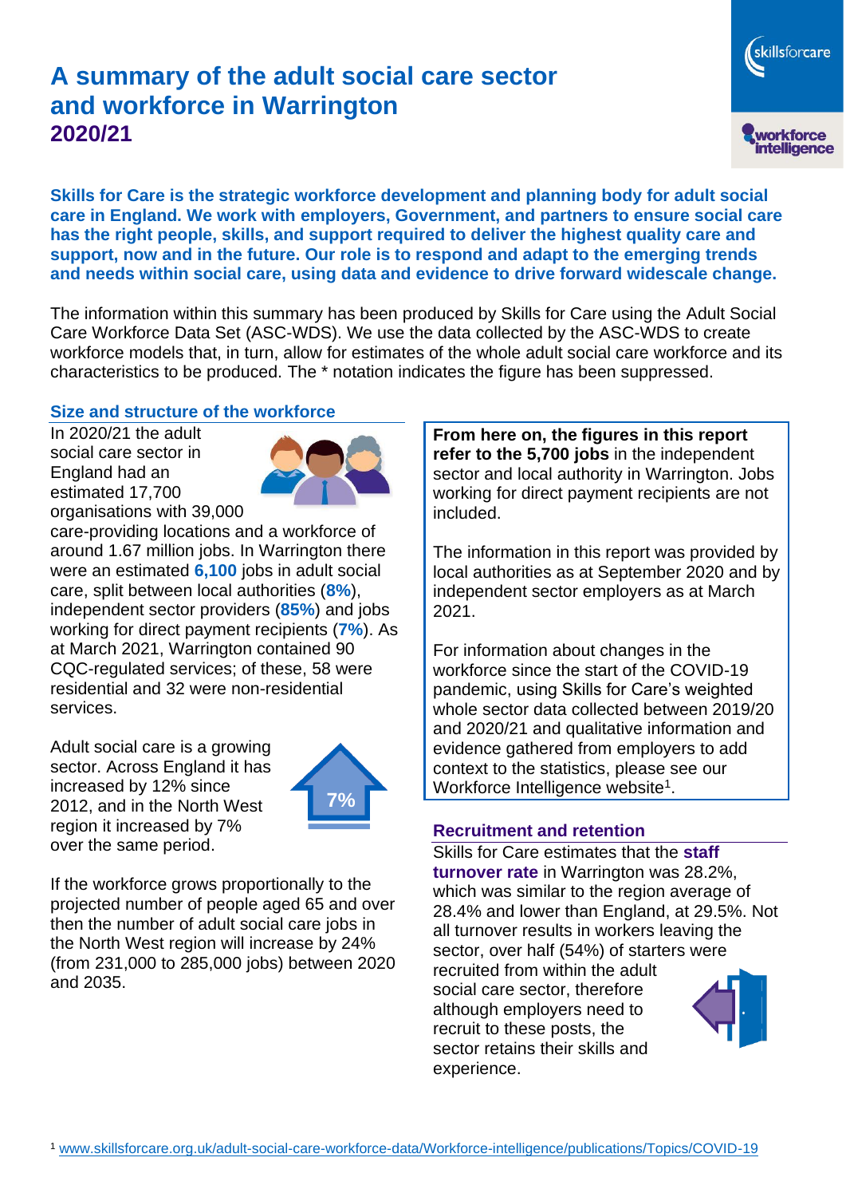# A summary of the adult social care sector and workforce in Warrington

## 2020/21

**Skills for Care is the strategic workforce development and planning body for adult social care in England. We work with employers, Government, and partners to ensure social care has the right people, skills, and support required to deliver the highest quality care and support, now and in the future. Our role is to respond and adapt to the emerging trends and needs within social care, using data and evidence to drive forward widescale change.**

The information within this summary has been produced by Skills for Care using the Adult Social Care Workforce Data Set (ASC-WDS). We use the data collected by the ASC-WDS to create workforce models that, in turn, allow for estimates of the whole adult social care workforce and its characteristics to be produced. The * notation indicates the figure has been suppressed.

### Size and structure of the workforce

In 2020/21 the adult social care sector in England had an estimated 17,700 organisations with 39,000 care-providing locations and a workforce of around 1.67 million jobs. In Warrington there were an estimated **6,100** jobs in adult social care, split between local authorities (**8%**), independent sector providers (**85%**) and jobs working for direct payment recipients (**7%**). As at March 2021, Warrington contained 90 CQC-regulated services; of these, 58 were residential and 32 were non-residential services.

Adult social care is a growing sector. Across England it has increased by 12% since 2012, and in the North West region it increased by 7% over the same period.

7%

If the workforce grows proportionally to the projected number of people aged 65 and over then the number of adult social care jobs in the North West region will increase by 24% (from 231,000 to 285,000 jobs) between 2020 and 2035.

**From here on, the figures in this report refer to the 5,700 jobs** in the independent sector and local authority in Warrington. Jobs working for direct payment recipients are not included.

The information in this report was provided by local authorities as at September 2020 and by independent sector employers as at March 2021.

For information about changes in the workforce since the start of the COVID-19 pandemic, using Skills for Care's weighted whole sector data collected between 2019/20 and 2020/21 and qualitative information and evidence gathered from employers to add context to the statistics, please see our Workforce Intelligence website[1].

### Recruitment and retention

Skills for Care estimates that the **staff turnover rate** in Warrington was 28.2%, which was similar to the region average of 28.4% and lower than England, at 29.5%. Not all turnover results in workers leaving the sector, over half (54%) of starters were recruited from within the adult social care sector, therefore although employers need to recruit to these posts, the sector retains their skills and experience.

[1] www.skillsforcare.org.uk/adult-social-care-workforce-data/Workforce-intelligence/publications/Topics/COVID-19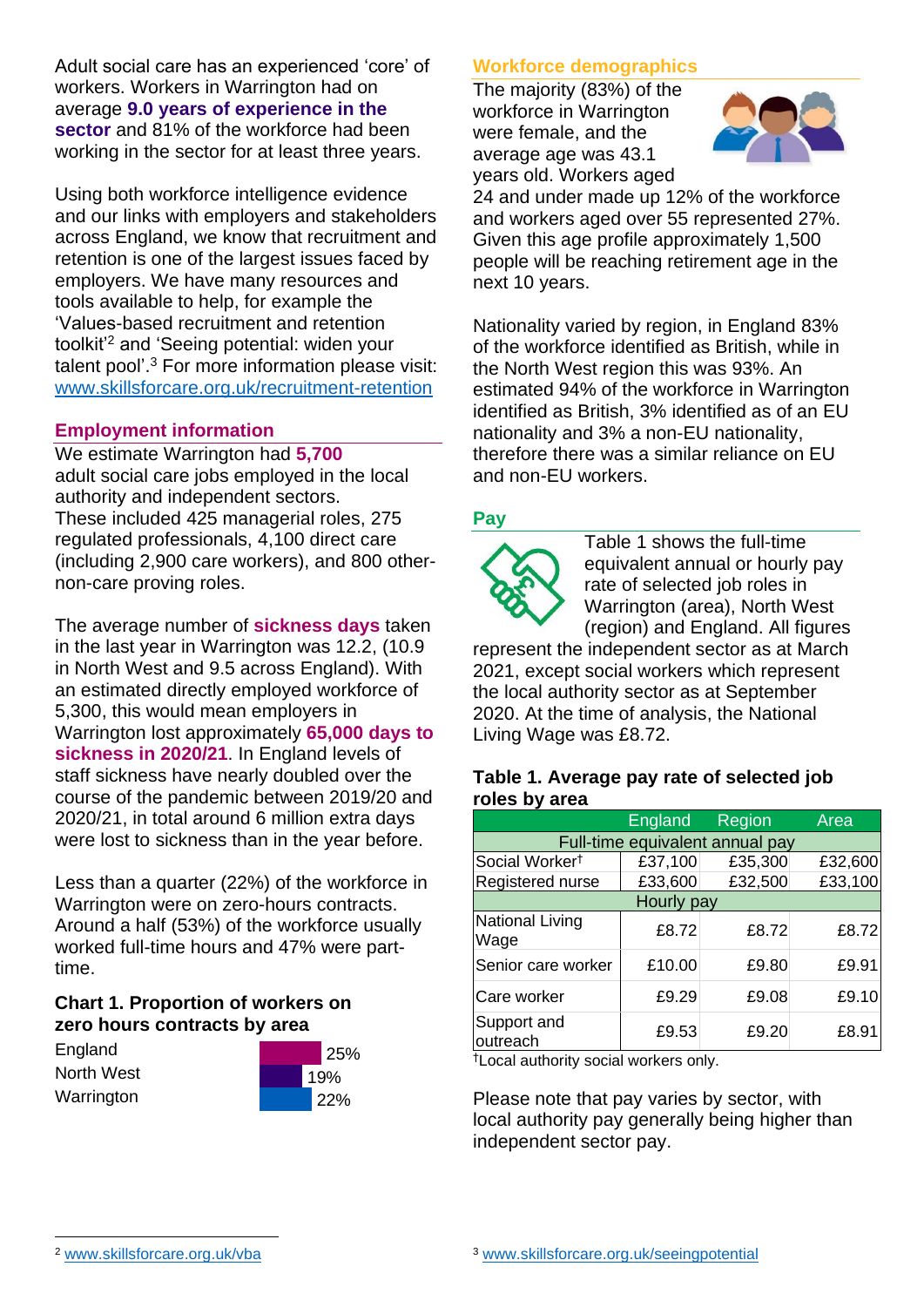Adult social care has an experienced 'core' of workers. Workers in Warrington had on average **9.0 years of experience in the sector** and 81% of the workforce had been working in the sector for at least three years.

Using both workforce intelligence evidence and our links with employers and stakeholders across England, we know that recruitment and retention is one of the largest issues faced by employers. We have many resources and tools available to help, for example the 'Values-based recruitment and retention toolkit'[2] and 'Seeing potential: widen your talent pool'.[3] For more information please visit: www.skillsforcare.org.uk/recruitment-retention

## Employment information

We estimate Warrington had **5,700** adult social care jobs employed in the local authority and independent sectors. These included 425 managerial roles, 275 regulated professionals, 4,100 direct care (including 2,900 care workers), and 800 other-non-care proving roles.

The average number of **sickness days** taken in the last year in Warrington was 12.2, (10.9 in North West and 9.5 across England). With an estimated directly employed workforce of 5,300, this would mean employers in Warrington lost approximately **65,000 days to sickness in 2020/21**. In England levels of staff sickness have nearly doubled over the course of the pandemic between 2019/20 and 2020/21, in total around 6 million extra days were lost to sickness than in the year before.

Less than a quarter (22%) of the workforce in Warrington were on zero-hours contracts. Around a half (53%) of the workforce usually worked full-time hours and 47% were part-time.

### Chart 1. Proportion of workers on zero hours contracts by area

| Area | Proportion |
|---|---|
| England | 25% |
| North West | 19% |
| Warrington | 22% |

## Workforce demographics

The majority (83%) of the workforce in Warrington were female, and the average age was 43.1 years old. Workers aged 24 and under made up 12% of the workforce and workers aged over 55 represented 27%. Given this age profile approximately 1,500 people will be reaching retirement age in the next 10 years.

Nationality varied by region, in England 83% of the workforce identified as British, while in the North West region this was 93%. An estimated 94% of the workforce in Warrington identified as British, 3% identified as of an EU nationality and 3% a non-EU nationality, therefore there was a similar reliance on EU and non-EU workers.

## Pay

Table 1 shows the full-time equivalent annual or hourly pay rate of selected job roles in Warrington (area), North West (region) and England. All figures represent the independent sector as at March 2021, except social workers which represent the local authority sector as at September 2020. At the time of analysis, the National Living Wage was £8.72.

### Table 1. Average pay rate of selected job roles by area

| | England | Region | Area |
|---|---|---|---|
| **Full-time equivalent annual pay** | | | |
| Social Worker† | £37,100 | £35,300 | £32,600 |
| Registered nurse | £33,600 | £32,500 | £33,100 |
| **Hourly pay** | | | |
| National Living Wage | £8.72 | £8.72 | £8.72 |
| Senior care worker | £10.00 | £9.80 | £9.91 |
| Care worker | £9.29 | £9.08 | £9.10 |
| Support and outreach | £9.53 | £9.20 | £8.91 |

†Local authority social workers only.

Please note that pay varies by sector, with local authority pay generally being higher than independent sector pay.

[2] www.skillsforcare.org.uk/vba

[3] www.skillsforcare.org.uk/seeingpotential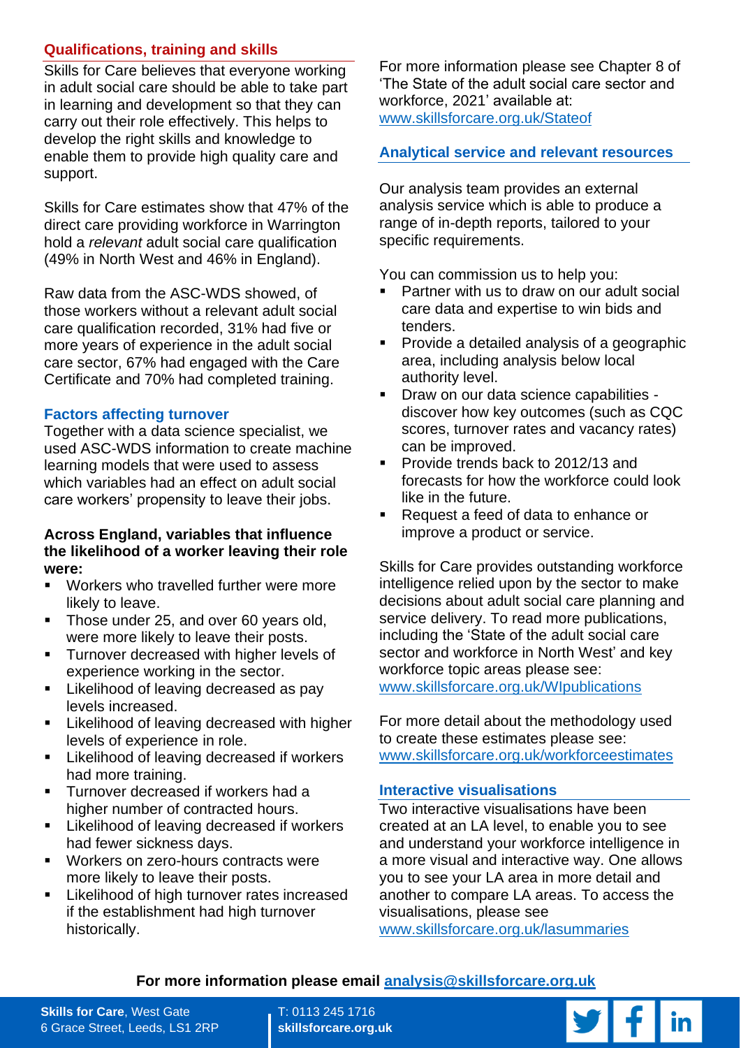## Qualifications, training and skills

Skills for Care believes that everyone working in adult social care should be able to take part in learning and development so that they can carry out their role effectively. This helps to develop the right skills and knowledge to enable them to provide high quality care and support.

Skills for Care estimates show that 47% of the direct care providing workforce in Warrington hold a *relevant* adult social care qualification (49% in North West and 46% in England).

Raw data from the ASC-WDS showed, of those workers without a relevant adult social care qualification recorded, 31% had five or more years of experience in the adult social care sector, 67% had engaged with the Care Certificate and 70% had completed training.

## Factors affecting turnover

Together with a data science specialist, we used ASC-WDS information to create machine learning models that were used to assess which variables had an effect on adult social care workers' propensity to leave their jobs.

**Across England, variables that influence the likelihood of a worker leaving their role were:**

- Workers who travelled further were more likely to leave.
- Those under 25, and over 60 years old, were more likely to leave their posts.
- Turnover decreased with higher levels of experience working in the sector.
- Likelihood of leaving decreased as pay levels increased.
- Likelihood of leaving decreased with higher levels of experience in role.
- Likelihood of leaving decreased if workers had more training.
- Turnover decreased if workers had a higher number of contracted hours.
- Likelihood of leaving decreased if workers had fewer sickness days.
- Workers on zero-hours contracts were more likely to leave their posts.
- Likelihood of high turnover rates increased if the establishment had high turnover historically.

For more information please see Chapter 8 of 'The State of the adult social care sector and workforce, 2021' available at: www.skillsforcare.org.uk/Stateof

## Analytical service and relevant resources

Our analysis team provides an external analysis service which is able to produce a range of in-depth reports, tailored to your specific requirements.

You can commission us to help you:

- Partner with us to draw on our adult social care data and expertise to win bids and tenders.
- Provide a detailed analysis of a geographic area, including analysis below local authority level.
- Draw on our data science capabilities - discover how key outcomes (such as CQC scores, turnover rates and vacancy rates) can be improved.
- Provide trends back to 2012/13 and forecasts for how the workforce could look like in the future.
- Request a feed of data to enhance or improve a product or service.

Skills for Care provides outstanding workforce intelligence relied upon by the sector to make decisions about adult social care planning and service delivery. To read more publications, including the 'State of the adult social care sector and workforce in North West' and key workforce topic areas please see: www.skillsforcare.org.uk/WIpublications

For more detail about the methodology used to create these estimates please see: www.skillsforcare.org.uk/workforceestimates

## Interactive visualisations

Two interactive visualisations have been created at an LA level, to enable you to see and understand your workforce intelligence in a more visual and interactive way. One allows you to see your LA area in more detail and another to compare LA areas. To access the visualisations, please see www.skillsforcare.org.uk/lasummaries

**For more information please email analysis@skillsforcare.org.uk**

**Skills for Care**, West Gate
6 Grace Street, Leeds, LS1 2RP

T: 0113 245 1716
**skillsforcare.org.uk**